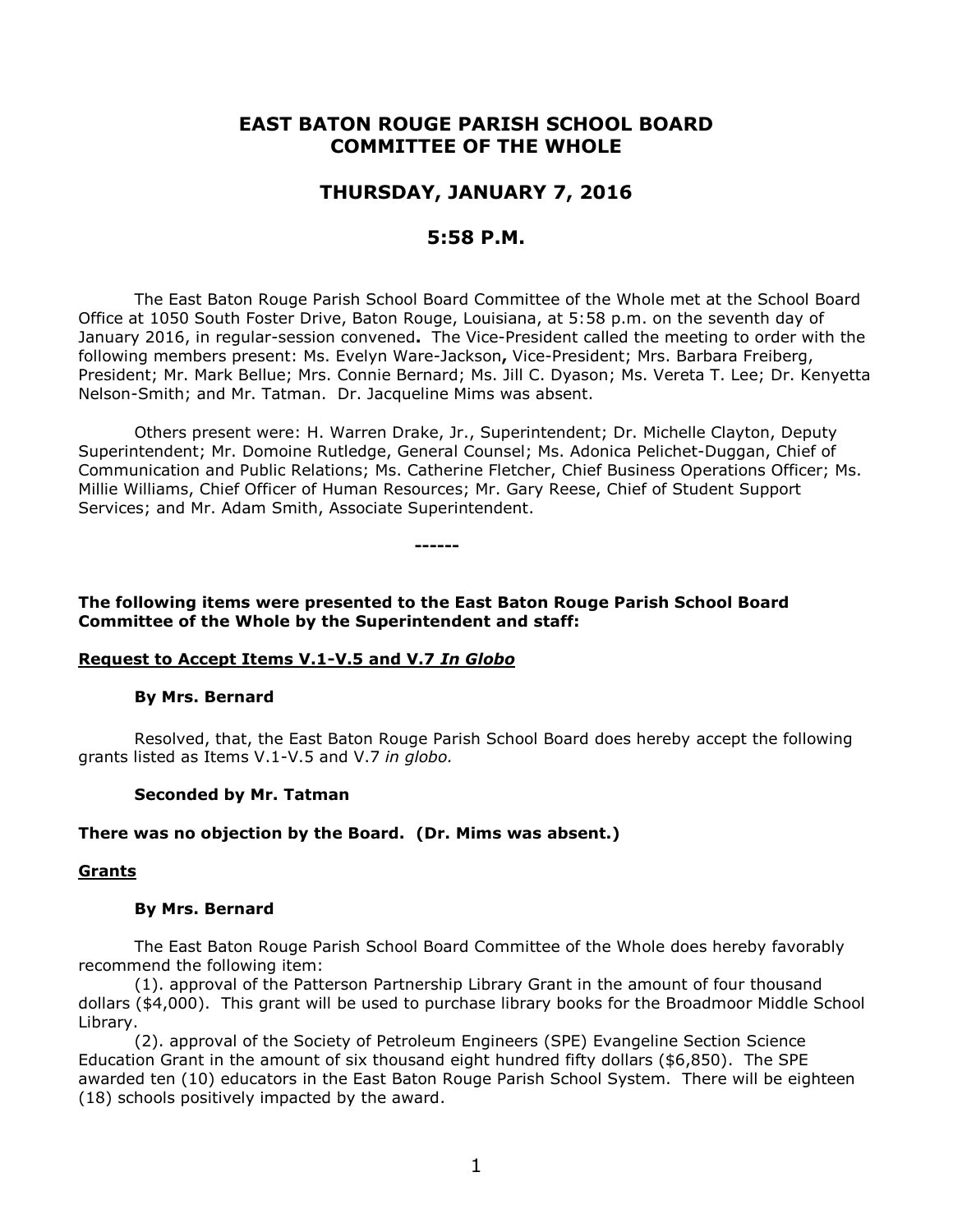# EAST BATON ROUGE PARISH SCHOOL BOARD COMMITTEE OF THE WHOLE

## THURSDAY, JANUARY 7, 2016

## 5:58 P.M.

The East Baton Rouge Parish School Board Committee of the Whole met at the School Board Office at 1050 South Foster Drive, Baton Rouge, Louisiana, at 5:58 p.m. on the seventh day of January 2016, in regular-session convened**.** The Vice-President called the meeting to order with the following members present: Ms. Evelyn Ware-Jackson**,** Vice-President; Mrs. Barbara Freiberg, President; Mr. Mark Bellue; Mrs. Connie Bernard; Ms. Jill C. Dyason; Ms. Vereta T. Lee; Dr. Kenyetta Nelson-Smith; and Mr. Tatman. Dr. Jacqueline Mims was absent.

Others present were: H. Warren Drake, Jr., Superintendent; Dr. Michelle Clayton, Deputy Superintendent; Mr. Domoine Rutledge, General Counsel; Ms. Adonica Pelichet-Duggan, Chief of Communication and Public Relations; Ms. Catherine Fletcher, Chief Business Operations Officer; Ms. Millie Williams, Chief Officer of Human Resources; Mr. Gary Reese, Chief of Student Support Services; and Mr. Adam Smith, Associate Superintendent.

------

**The following items were presented to the East Baton Rouge Parish School Board Committee of the Whole by the Superintendent and staff:**

**Request to Accept Items V.1-V.5 and V.7 *In Globo***

**By Mrs. Bernard**

Resolved, that, the East Baton Rouge Parish School Board does hereby accept the following grants listed as Items V.1-V.5 and V.7 *in globo.*

**Seconded by Mr. Tatman**

**There was no objection by the Board. (Dr. Mims was absent.)**

**Grants**

**By Mrs. Bernard**

The East Baton Rouge Parish School Board Committee of the Whole does hereby favorably recommend the following item:

(1). approval of the Patterson Partnership Library Grant in the amount of four thousand dollars ($4,000). This grant will be used to purchase library books for the Broadmoor Middle School Library.

(2). approval of the Society of Petroleum Engineers (SPE) Evangeline Section Science Education Grant in the amount of six thousand eight hundred fifty dollars ($6,850). The SPE awarded ten (10) educators in the East Baton Rouge Parish School System. There will be eighteen (18) schools positively impacted by the award.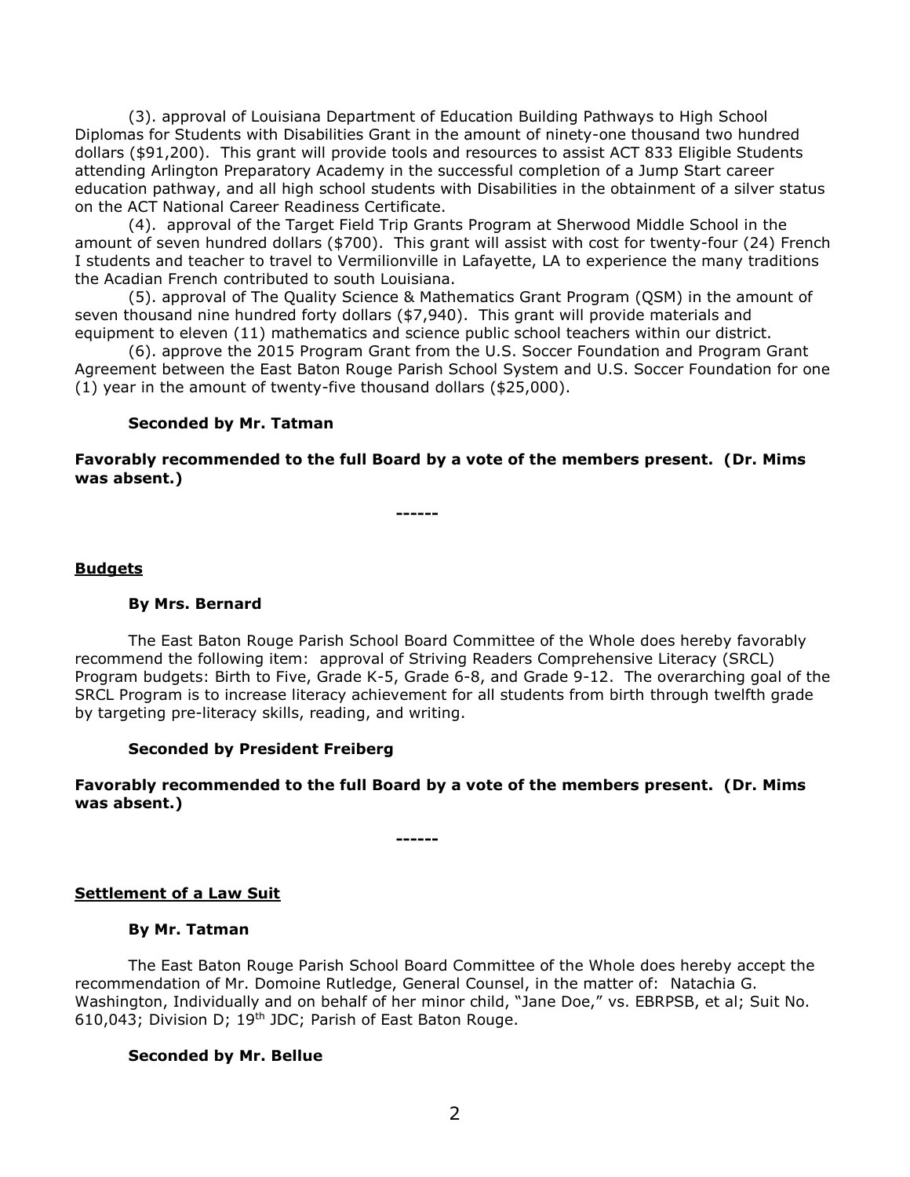(3). approval of Louisiana Department of Education Building Pathways to High School Diplomas for Students with Disabilities Grant in the amount of ninety-one thousand two hundred dollars ($91,200). This grant will provide tools and resources to assist ACT 833 Eligible Students attending Arlington Preparatory Academy in the successful completion of a Jump Start career education pathway, and all high school students with Disabilities in the obtainment of a silver status on the ACT National Career Readiness Certificate.

(4). approval of the Target Field Trip Grants Program at Sherwood Middle School in the amount of seven hundred dollars ($700). This grant will assist with cost for twenty-four (24) French I students and teacher to travel to Vermilionville in Lafayette, LA to experience the many traditions the Acadian French contributed to south Louisiana.

(5). approval of The Quality Science & Mathematics Grant Program (QSM) in the amount of seven thousand nine hundred forty dollars ($7,940). This grant will provide materials and equipment to eleven (11) mathematics and science public school teachers within our district.

(6). approve the 2015 Program Grant from the U.S. Soccer Foundation and Program Grant Agreement between the East Baton Rouge Parish School System and U.S. Soccer Foundation for one (1) year in the amount of twenty-five thousand dollars ($25,000).

**Seconded by Mr. Tatman**

**Favorably recommended to the full Board by a vote of the members present. (Dr. Mims was absent.)**

------

## Budgets

**By Mrs. Bernard**

The East Baton Rouge Parish School Board Committee of the Whole does hereby favorably recommend the following item: approval of Striving Readers Comprehensive Literacy (SRCL) Program budgets: Birth to Five, Grade K-5, Grade 6-8, and Grade 9-12. The overarching goal of the SRCL Program is to increase literacy achievement for all students from birth through twelfth grade by targeting pre-literacy skills, reading, and writing.

**Seconded by President Freiberg**

**Favorably recommended to the full Board by a vote of the members present. (Dr. Mims was absent.)**

------

## Settlement of a Law Suit

**By Mr. Tatman**

The East Baton Rouge Parish School Board Committee of the Whole does hereby accept the recommendation of Mr. Domoine Rutledge, General Counsel, in the matter of: Natachia G. Washington, Individually and on behalf of her minor child, "Jane Doe," vs. EBRPSB, et al; Suit No. 610,043; Division D; 19th JDC; Parish of East Baton Rouge.

**Seconded by Mr. Bellue**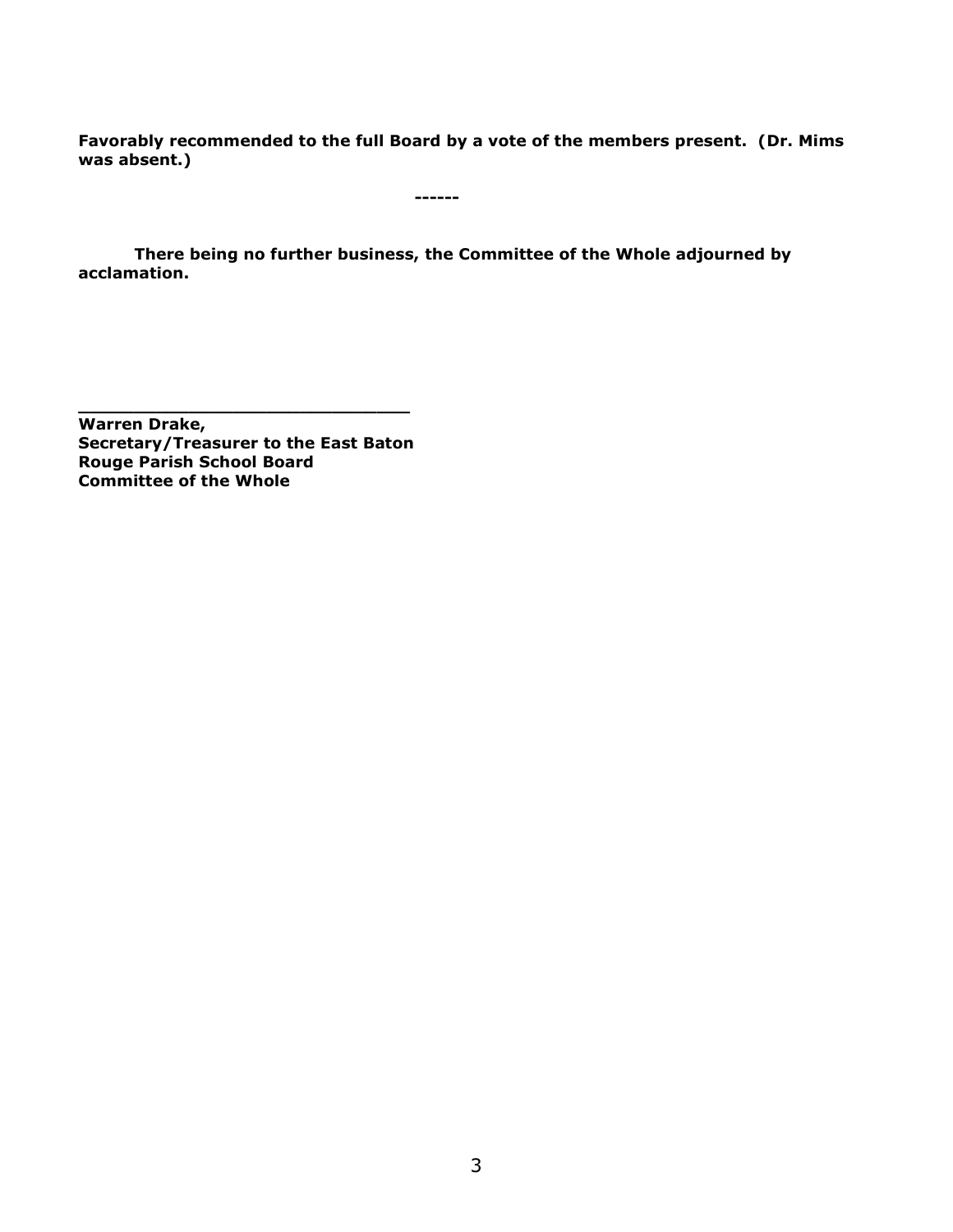**Favorably recommended to the full Board by a vote of the members present. (Dr. Mims was absent.)**

**------**

**There being no further business, the Committee of the Whole adjourned by acclamation.**

**_______________________________**
**Warren Drake,**
**Secretary/Treasurer to the East Baton Rouge Parish School Board**
**Committee of the Whole**